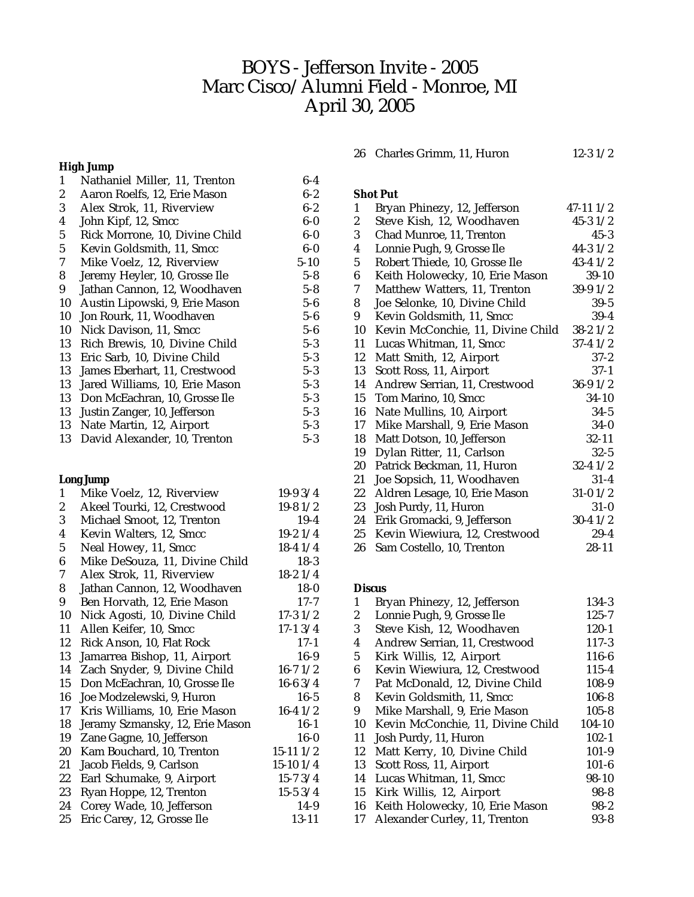# BOYS - Jefferson Invite - 2005
# Marc Cisco/Alumni Field - Monroe, MI
# April 30, 2005

**High Jump**

| Place | Athlete | Mark |
|---|---|---|
| 1 | Nathaniel Miller, 11, Trenton | 6-4 |
| 2 | Aaron Roelfs, 12, Erie Mason | 6-2 |
| 3 | Alex Strok, 11, Riverview | 6-2 |
| 4 | John Kipf, 12, Smcc | 6-0 |
| 5 | Rick Morrone, 10, Divine Child | 6-0 |
| 5 | Kevin Goldsmith, 11, Smcc | 6-0 |
| 7 | Mike Voelz, 12, Riverview | 5-10 |
| 8 | Jeremy Heyler, 10, Grosse Ile | 5-8 |
| 9 | Jathan Cannon, 12, Woodhaven | 5-8 |
| 10 | Austin Lipowski, 9, Erie Mason | 5-6 |
| 10 | Jon Rourk, 11, Woodhaven | 5-6 |
| 10 | Nick Davison, 11, Smcc | 5-6 |
| 13 | Rich Brewis, 10, Divine Child | 5-3 |
| 13 | Eric Sarb, 10, Divine Child | 5-3 |
| 13 | James Eberhart, 11, Crestwood | 5-3 |
| 13 | Jared Williams, 10, Erie Mason | 5-3 |
| 13 | Don McEachran, 10, Grosse Ile | 5-3 |
| 13 | Justin Zanger, 10, Jefferson | 5-3 |
| 13 | Nate Martin, 12, Airport | 5-3 |
| 13 | David Alexander, 10, Trenton | 5-3 |

**Long Jump**

| Place | Athlete | Mark |
|---|---|---|
| 1 | Mike Voelz, 12, Riverview | 19-9 3/4 |
| 2 | Akeel Tourki, 12, Crestwood | 19-8 1/2 |
| 3 | Michael Smoot, 12, Trenton | 19-4 |
| 4 | Kevin Walters, 12, Smcc | 19-2 1/4 |
| 5 | Neal Howey, 11, Smcc | 18-4 1/4 |
| 6 | Mike DeSouza, 11, Divine Child | 18-3 |
| 7 | Alex Strok, 11, Riverview | 18-2 1/4 |
| 8 | Jathan Cannon, 12, Woodhaven | 18-0 |
| 9 | Ben Horvath, 12, Erie Mason | 17-7 |
| 10 | Nick Agosti, 10, Divine Child | 17-3 1/2 |
| 11 | Allen Keifer, 10, Smcc | 17-1 3/4 |
| 12 | Rick Anson, 10, Flat Rock | 17-1 |
| 13 | Jamarrea Bishop, 11, Airport | 16-9 |
| 14 | Zach Snyder, 9, Divine Child | 16-7 1/2 |
| 15 | Don McEachran, 10, Grosse Ile | 16-6 3/4 |
| 16 | Joe Modzelewski, 9, Huron | 16-5 |
| 17 | Kris Williams, 10, Erie Mason | 16-4 1/2 |
| 18 | Jeramy Szmansky, 12, Erie Mason | 16-1 |
| 19 | Zane Gagne, 10, Jefferson | 16-0 |
| 20 | Kam Bouchard, 10, Trenton | 15-11 1/2 |
| 21 | Jacob Fields, 9, Carlson | 15-10 1/4 |
| 22 | Earl Schumake, 9, Airport | 15-7 3/4 |
| 23 | Ryan Hoppe, 12, Trenton | 15-5 3/4 |
| 24 | Corey Wade, 10, Jefferson | 14-9 |
| 25 | Eric Carey, 12, Grosse Ile | 13-11 |
| 26 | Charles Grimm, 11, Huron | 12-3 1/2 |

**Shot Put**

| Place | Athlete | Mark |
|---|---|---|
| 1 | Bryan Phinezy, 12, Jefferson | 47-11 1/2 |
| 2 | Steve Kish, 12, Woodhaven | 45-3 1/2 |
| 3 | Chad Munroe, 11, Trenton | 45-3 |
| 4 | Lonnie Pugh, 9, Grosse Ile | 44-3 1/2 |
| 5 | Robert Thiede, 10, Grosse Ile | 43-4 1/2 |
| 6 | Keith Holowecky, 10, Erie Mason | 39-10 |
| 7 | Matthew Watters, 11, Trenton | 39-9 1/2 |
| 8 | Joe Selonke, 10, Divine Child | 39-5 |
| 9 | Kevin Goldsmith, 11, Smcc | 39-4 |
| 10 | Kevin McConchie, 11, Divine Child | 38-2 1/2 |
| 11 | Lucas Whitman, 11, Smcc | 37-4 1/2 |
| 12 | Matt Smith, 12, Airport | 37-2 |
| 13 | Scott Ross, 11, Airport | 37-1 |
| 14 | Andrew Serrian, 11, Crestwood | 36-9 1/2 |
| 15 | Tom Marino, 10, Smcc | 34-10 |
| 16 | Nate Mullins, 10, Airport | 34-5 |
| 17 | Mike Marshall, 9, Erie Mason | 34-0 |
| 18 | Matt Dotson, 10, Jefferson | 32-11 |
| 19 | Dylan Ritter, 11, Carlson | 32-5 |
| 20 | Patrick Beckman, 11, Huron | 32-4 1/2 |
| 21 | Joe Sopsich, 11, Woodhaven | 31-4 |
| 22 | Aldren Lesage, 10, Erie Mason | 31-0 1/2 |
| 23 | Josh Purdy, 11, Huron | 31-0 |
| 24 | Erik Gromacki, 9, Jefferson | 30-4 1/2 |
| 25 | Kevin Wiewiura, 12, Crestwood | 29-4 |
| 26 | Sam Costello, 10, Trenton | 28-11 |

**Discus**

| Place | Athlete | Mark |
|---|---|---|
| 1 | Bryan Phinezy, 12, Jefferson | 134-3 |
| 2 | Lonnie Pugh, 9, Grosse Ile | 125-7 |
| 3 | Steve Kish, 12, Woodhaven | 120-1 |
| 4 | Andrew Serrian, 11, Crestwood | 117-3 |
| 5 | Kirk Willis, 12, Airport | 116-6 |
| 6 | Kevin Wiewiura, 12, Crestwood | 115-4 |
| 7 | Pat McDonald, 12, Divine Child | 108-9 |
| 8 | Kevin Goldsmith, 11, Smcc | 106-8 |
| 9 | Mike Marshall, 9, Erie Mason | 105-8 |
| 10 | Kevin McConchie, 11, Divine Child | 104-10 |
| 11 | Josh Purdy, 11, Huron | 102-1 |
| 12 | Matt Kerry, 10, Divine Child | 101-9 |
| 13 | Scott Ross, 11, Airport | 101-6 |
| 14 | Lucas Whitman, 11, Smcc | 98-10 |
| 15 | Kirk Willis, 12, Airport | 98-8 |
| 16 | Keith Holowecky, 10, Erie Mason | 98-2 |
| 17 | Alexander Curley, 11, Trenton | 93-8 |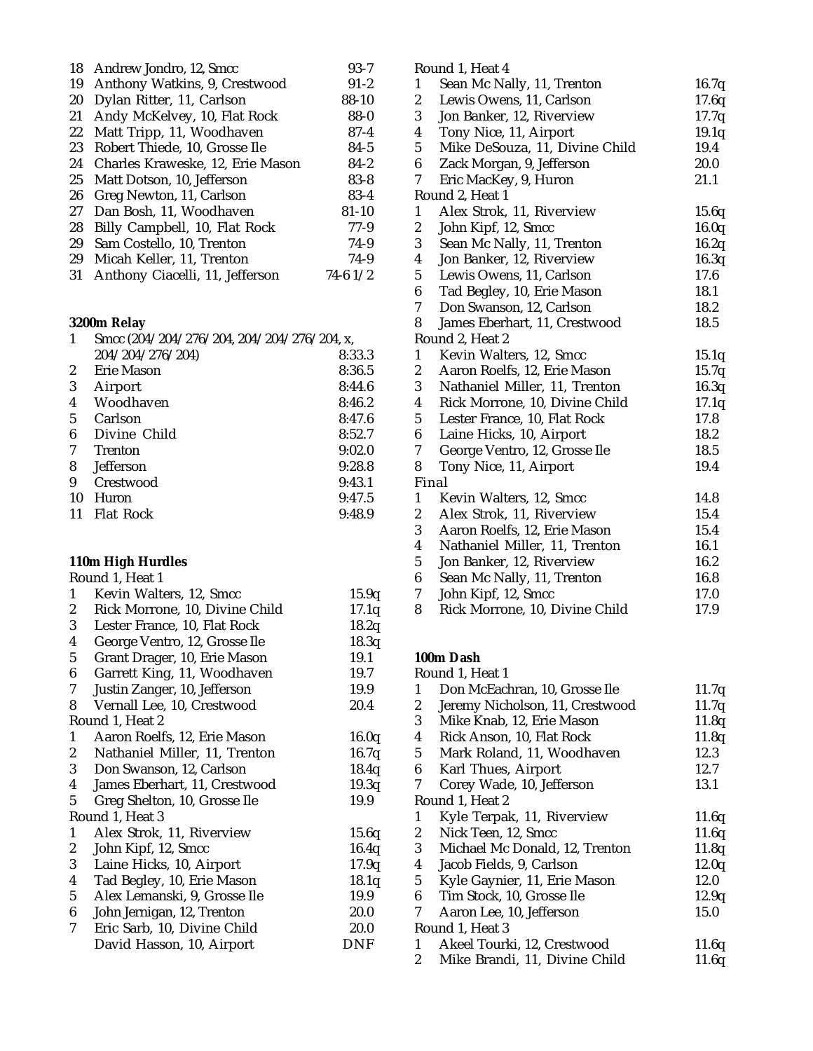| | | |
|---|---|---|
| 18 | Andrew Jondro, 12, Smcc | 93-7 |
| 19 | Anthony Watkins, 9, Crestwood | 91-2 |
| 20 | Dylan Ritter, 11, Carlson | 88-10 |
| 21 | Andy McKelvey, 10, Flat Rock | 88-0 |
| 22 | Matt Tripp, 11, Woodhaven | 87-4 |
| 23 | Robert Thiede, 10, Grosse Ile | 84-5 |
| 24 | Charles Kraweske, 12, Erie Mason | 84-2 |
| 25 | Matt Dotson, 10, Jefferson | 83-8 |
| 26 | Greg Newton, 11, Carlson | 83-4 |
| 27 | Dan Bosh, 11, Woodhaven | 81-10 |
| 28 | Billy Campbell, 10, Flat Rock | 77-9 |
| 29 | Sam Costello, 10, Trenton | 74-9 |
| 29 | Micah Keller, 11, Trenton | 74-9 |
| 31 | Anthony Ciacelli, 11, Jefferson | 74-6 1/2 |

**3200m Relay**

| | | |
|---|---|---|
| 1 | Smcc (204/204/276/204, 204/204/276/204, x, 204/204/276/204) | 8:33.3 |
| 2 | Erie Mason | 8:36.5 |
| 3 | Airport | 8:44.6 |
| 4 | Woodhaven | 8:46.2 |
| 5 | Carlson | 8:47.6 |
| 6 | Divine Child | 8:52.7 |
| 7 | Trenton | 9:02.0 |
| 8 | Jefferson | 9:28.8 |
| 9 | Crestwood | 9:43.1 |
| 10 | Huron | 9:47.5 |
| 11 | Flat Rock | 9:48.9 |

**110m High Hurdles**

Round 1, Heat 1

| | | |
|---|---|---|
| 1 | Kevin Walters, 12, Smcc | 15.9q |
| 2 | Rick Morrone, 10, Divine Child | 17.1q |
| 3 | Lester France, 10, Flat Rock | 18.2q |
| 4 | George Ventro, 12, Grosse Ile | 18.3q |
| 5 | Grant Drager, 10, Erie Mason | 19.1 |
| 6 | Garrett King, 11, Woodhaven | 19.7 |
| 7 | Justin Zanger, 10, Jefferson | 19.9 |
| 8 | Vernall Lee, 10, Crestwood | 20.4 |

Round 1, Heat 2

| | | |
|---|---|---|
| 1 | Aaron Roelfs, 12, Erie Mason | 16.0q |
| 2 | Nathaniel Miller, 11, Trenton | 16.7q |
| 3 | Don Swanson, 12, Carlson | 18.4q |
| 4 | James Eberhart, 11, Crestwood | 19.3q |
| 5 | Greg Shelton, 10, Grosse Ile | 19.9 |

Round 1, Heat 3

| | | |
|---|---|---|
| 1 | Alex Strok, 11, Riverview | 15.6q |
| 2 | John Kipf, 12, Smcc | 16.4q |
| 3 | Laine Hicks, 10, Airport | 17.9q |
| 4 | Tad Begley, 10, Erie Mason | 18.1q |
| 5 | Alex Lemanski, 9, Grosse Ile | 19.9 |
| 6 | John Jernigan, 12, Trenton | 20.0 |
| 7 | Eric Sarb, 10, Divine Child | 20.0 |
| | David Hasson, 10, Airport | DNF |

Round 1, Heat 4

| | | |
|---|---|---|
| 1 | Sean Mc Nally, 11, Trenton | 16.7q |
| 2 | Lewis Owens, 11, Carlson | 17.6q |
| 3 | Jon Banker, 12, Riverview | 17.7q |
| 4 | Tony Nice, 11, Airport | 19.1q |
| 5 | Mike DeSouza, 11, Divine Child | 19.4 |
| 6 | Zack Morgan, 9, Jefferson | 20.0 |
| 7 | Eric MacKey, 9, Huron | 21.1 |

Round 2, Heat 1

| | | |
|---|---|---|
| 1 | Alex Strok, 11, Riverview | 15.6q |
| 2 | John Kipf, 12, Smcc | 16.0q |
| 3 | Sean Mc Nally, 11, Trenton | 16.2q |
| 4 | Jon Banker, 12, Riverview | 16.3q |
| 5 | Lewis Owens, 11, Carlson | 17.6 |
| 6 | Tad Begley, 10, Erie Mason | 18.1 |
| 7 | Don Swanson, 12, Carlson | 18.2 |
| 8 | James Eberhart, 11, Crestwood | 18.5 |

Round 2, Heat 2

| | | |
|---|---|---|
| 1 | Kevin Walters, 12, Smcc | 15.1q |
| 2 | Aaron Roelfs, 12, Erie Mason | 15.7q |
| 3 | Nathaniel Miller, 11, Trenton | 16.3q |
| 4 | Rick Morrone, 10, Divine Child | 17.1q |
| 5 | Lester France, 10, Flat Rock | 17.8 |
| 6 | Laine Hicks, 10, Airport | 18.2 |
| 7 | George Ventro, 12, Grosse Ile | 18.5 |
| 8 | Tony Nice, 11, Airport | 19.4 |

Final

| | | |
|---|---|---|
| 1 | Kevin Walters, 12, Smcc | 14.8 |
| 2 | Alex Strok, 11, Riverview | 15.4 |
| 3 | Aaron Roelfs, 12, Erie Mason | 15.4 |
| 4 | Nathaniel Miller, 11, Trenton | 16.1 |
| 5 | Jon Banker, 12, Riverview | 16.2 |
| 6 | Sean Mc Nally, 11, Trenton | 16.8 |
| 7 | John Kipf, 12, Smcc | 17.0 |
| 8 | Rick Morrone, 10, Divine Child | 17.9 |

**100m Dash**

Round 1, Heat 1

| | | |
|---|---|---|
| 1 | Don McEachran, 10, Grosse Ile | 11.7q |
| 2 | Jeremy Nicholson, 11, Crestwood | 11.7q |
| 3 | Mike Knab, 12, Erie Mason | 11.8q |
| 4 | Rick Anson, 10, Flat Rock | 11.8q |
| 5 | Mark Roland, 11, Woodhaven | 12.3 |
| 6 | Karl Thues, Airport | 12.7 |
| 7 | Corey Wade, 10, Jefferson | 13.1 |

Round 1, Heat 2

| | | |
|---|---|---|
| 1 | Kyle Terpak, 11, Riverview | 11.6q |
| 2 | Nick Teen, 12, Smcc | 11.6q |
| 3 | Michael Mc Donald, 12, Trenton | 11.8q |
| 4 | Jacob Fields, 9, Carlson | 12.0q |
| 5 | Kyle Gaynier, 11, Erie Mason | 12.0 |
| 6 | Tim Stock, 10, Grosse Ile | 12.9q |
| 7 | Aaron Lee, 10, Jefferson | 15.0 |

Round 1, Heat 3

| | | |
|---|---|---|
| 1 | Akeel Tourki, 12, Crestwood | 11.6q |
| 2 | Mike Brandi, 11, Divine Child | 11.6q |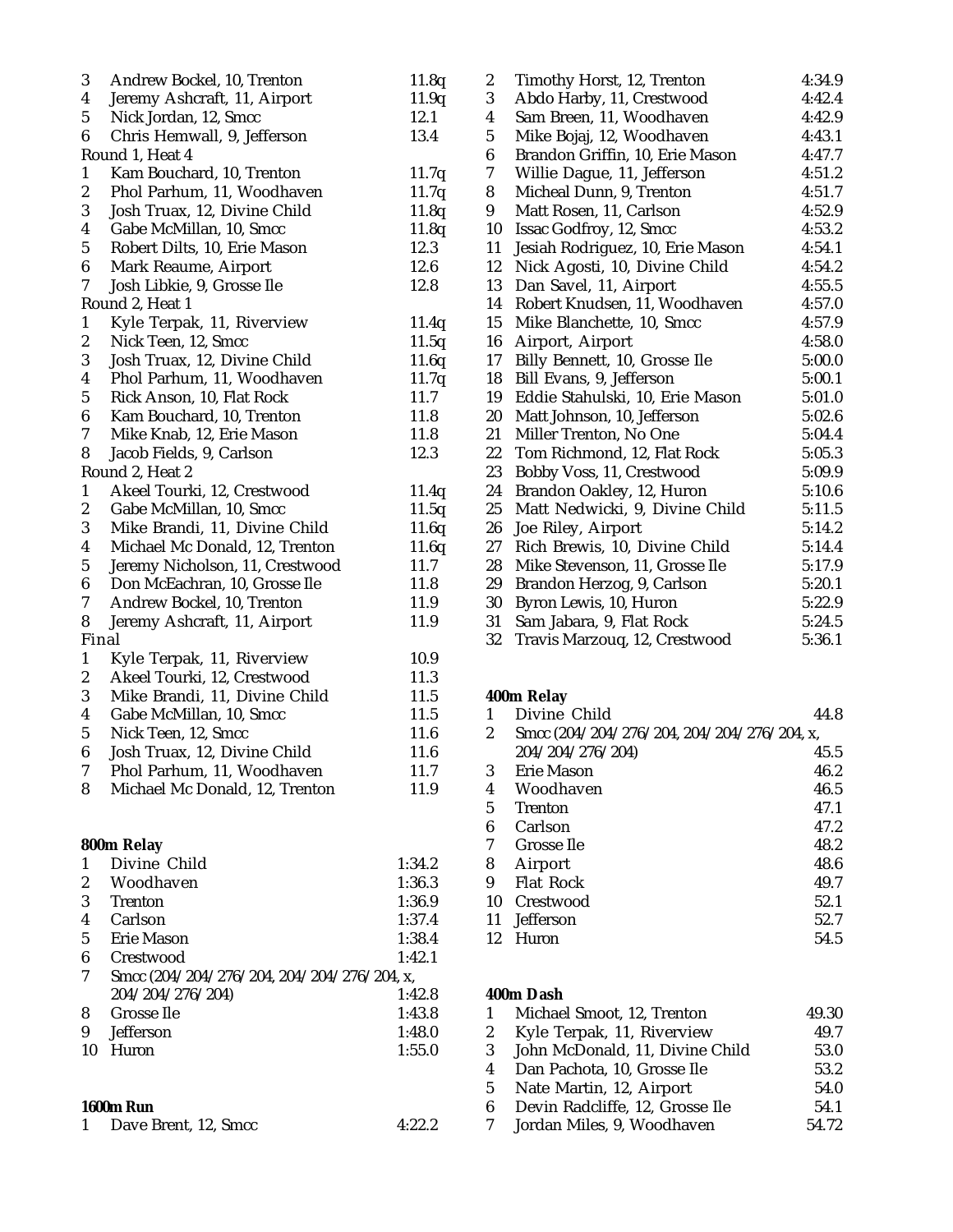| | | |
|---|---|---|
| 3 | Andrew Bockel, 10, Trenton | 11.8q |
| 4 | Jeremy Ashcraft, 11, Airport | 11.9q |
| 5 | Nick Jordan, 12, Smcc | 12.1 |
| 6 | Chris Hemwall, 9, Jefferson | 13.4 |

Round 1, Heat 4

| | | |
|---|---|---|
| 1 | Kam Bouchard, 10, Trenton | 11.7q |
| 2 | Phol Parhum, 11, Woodhaven | 11.7q |
| 3 | Josh Truax, 12, Divine Child | 11.8q |
| 4 | Gabe McMillan, 10, Smcc | 11.8q |
| 5 | Robert Dilts, 10, Erie Mason | 12.3 |
| 6 | Mark Reaume, Airport | 12.6 |
| 7 | Josh Libkie, 9, Grosse Ile | 12.8 |

Round 2, Heat 1

| | | |
|---|---|---|
| 1 | Kyle Terpak, 11, Riverview | 11.4q |
| 2 | Nick Teen, 12, Smcc | 11.5q |
| 3 | Josh Truax, 12, Divine Child | 11.6q |
| 4 | Phol Parhum, 11, Woodhaven | 11.7q |
| 5 | Rick Anson, 10, Flat Rock | 11.7 |
| 6 | Kam Bouchard, 10, Trenton | 11.8 |
| 7 | Mike Knab, 12, Erie Mason | 11.8 |
| 8 | Jacob Fields, 9, Carlson | 12.3 |

Round 2, Heat 2

| | | |
|---|---|---|
| 1 | Akeel Tourki, 12, Crestwood | 11.4q |
| 2 | Gabe McMillan, 10, Smcc | 11.5q |
| 3 | Mike Brandi, 11, Divine Child | 11.6q |
| 4 | Michael Mc Donald, 12, Trenton | 11.6q |
| 5 | Jeremy Nicholson, 11, Crestwood | 11.7 |
| 6 | Don McEachran, 10, Grosse Ile | 11.8 |
| 7 | Andrew Bockel, 10, Trenton | 11.9 |
| 8 | Jeremy Ashcraft, 11, Airport | 11.9 |

Final

| | | |
|---|---|---|
| 1 | Kyle Terpak, 11, Riverview | 10.9 |
| 2 | Akeel Tourki, 12, Crestwood | 11.3 |
| 3 | Mike Brandi, 11, Divine Child | 11.5 |
| 4 | Gabe McMillan, 10, Smcc | 11.5 |
| 5 | Nick Teen, 12, Smcc | 11.6 |
| 6 | Josh Truax, 12, Divine Child | 11.6 |
| 7 | Phol Parhum, 11, Woodhaven | 11.7 |
| 8 | Michael Mc Donald, 12, Trenton | 11.9 |

**800m Relay**

| | | |
|---|---|---|
| 1 | Divine Child | 1:34.2 |
| 2 | Woodhaven | 1:36.3 |
| 3 | Trenton | 1:36.9 |
| 4 | Carlson | 1:37.4 |
| 5 | Erie Mason | 1:38.4 |
| 6 | Crestwood | 1:42.1 |
| 7 | Smcc (204/204/276/204, 204/204/276/204, x, 204/204/276/204) | 1:42.8 |
| 8 | Grosse Ile | 1:43.8 |
| 9 | Jefferson | 1:48.0 |
| 10 | Huron | 1:55.0 |

**1600m Run**

| | | |
|---|---|---|
| 1 | Dave Brent, 12, Smcc | 4:22.2 |
| 2 | Timothy Horst, 12, Trenton | 4:34.9 |
| 3 | Abdo Harby, 11, Crestwood | 4:42.4 |
| 4 | Sam Breen, 11, Woodhaven | 4:42.9 |
| 5 | Mike Bojaj, 12, Woodhaven | 4:43.1 |
| 6 | Brandon Griffin, 10, Erie Mason | 4:47.7 |
| 7 | Willie Dague, 11, Jefferson | 4:51.2 |
| 8 | Micheal Dunn, 9, Trenton | 4:51.7 |
| 9 | Matt Rosen, 11, Carlson | 4:52.9 |
| 10 | Issac Godfroy, 12, Smcc | 4:53.2 |
| 11 | Jesiah Rodriguez, 10, Erie Mason | 4:54.1 |
| 12 | Nick Agosti, 10, Divine Child | 4:54.2 |
| 13 | Dan Savel, 11, Airport | 4:55.5 |
| 14 | Robert Knudsen, 11, Woodhaven | 4:57.0 |
| 15 | Mike Blanchette, 10, Smcc | 4:57.9 |
| 16 | Airport, Airport | 4:58.0 |
| 17 | Billy Bennett, 10, Grosse Ile | 5:00.0 |
| 18 | Bill Evans, 9, Jefferson | 5:00.1 |
| 19 | Eddie Stahulski, 10, Erie Mason | 5:01.0 |
| 20 | Matt Johnson, 10, Jefferson | 5:02.6 |
| 21 | Miller Trenton, No One | 5:04.4 |
| 22 | Tom Richmond, 12, Flat Rock | 5:05.3 |
| 23 | Bobby Voss, 11, Crestwood | 5:09.9 |
| 24 | Brandon Oakley, 12, Huron | 5:10.6 |
| 25 | Matt Nedwicki, 9, Divine Child | 5:11.5 |
| 26 | Joe Riley, Airport | 5:14.2 |
| 27 | Rich Brewis, 10, Divine Child | 5:14.4 |
| 28 | Mike Stevenson, 11, Grosse Ile | 5:17.9 |
| 29 | Brandon Herzog, 9, Carlson | 5:20.1 |
| 30 | Byron Lewis, 10, Huron | 5:22.9 |
| 31 | Sam Jabara, 9, Flat Rock | 5:24.5 |
| 32 | Travis Marzouq, 12, Crestwood | 5:36.1 |

**400m Relay**

| | | |
|---|---|---|
| 1 | Divine Child | 44.8 |
| 2 | Smcc (204/204/276/204, 204/204/276/204, x, 204/204/276/204) | 45.5 |
| 3 | Erie Mason | 46.2 |
| 4 | Woodhaven | 46.5 |
| 5 | Trenton | 47.1 |
| 6 | Carlson | 47.2 |
| 7 | Grosse Ile | 48.2 |
| 8 | Airport | 48.6 |
| 9 | Flat Rock | 49.7 |
| 10 | Crestwood | 52.1 |
| 11 | Jefferson | 52.7 |
| 12 | Huron | 54.5 |

**400m Dash**

| | | |
|---|---|---|
| 1 | Michael Smoot, 12, Trenton | 49.30 |
| 2 | Kyle Terpak, 11, Riverview | 49.7 |
| 3 | John McDonald, 11, Divine Child | 53.0 |
| 4 | Dan Pachota, 10, Grosse Ile | 53.2 |
| 5 | Nate Martin, 12, Airport | 54.0 |
| 6 | Devin Radcliffe, 12, Grosse Ile | 54.1 |
| 7 | Jordan Miles, 9, Woodhaven | 54.72 |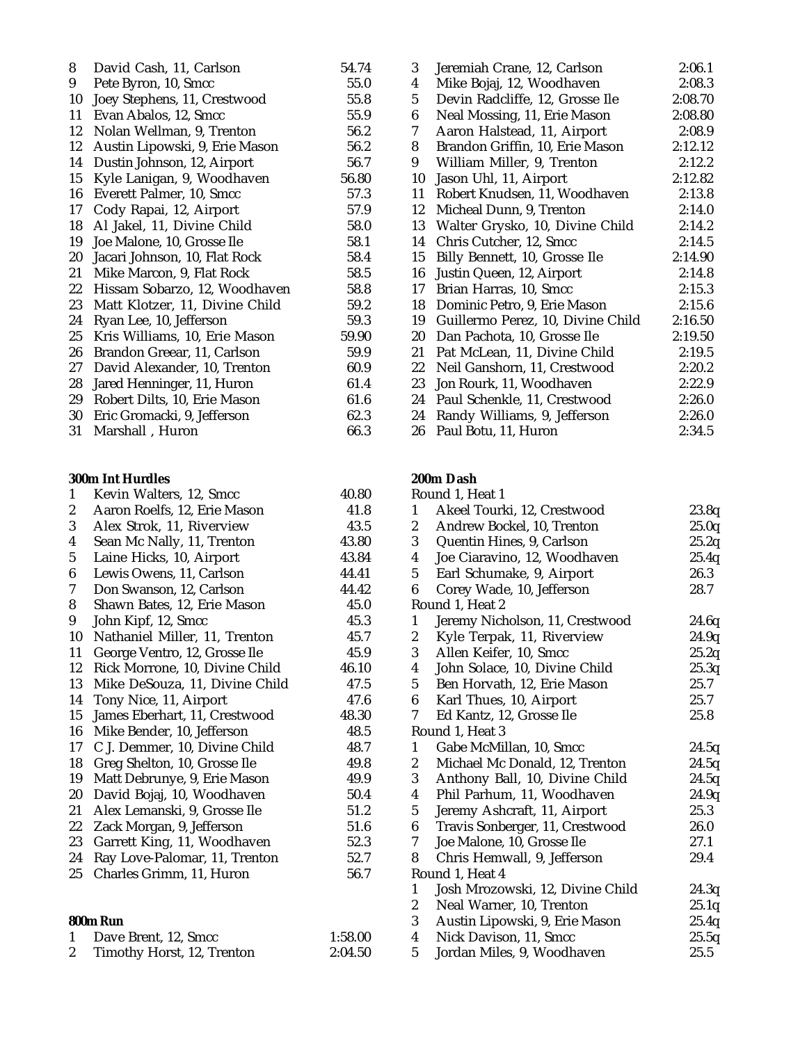| | | |
|---|---|---|
| 8 | David Cash, 11, Carlson | 54.74 |
| 9 | Pete Byron, 10, Smcc | 55.0 |
| 10 | Joey Stephens, 11, Crestwood | 55.8 |
| 11 | Evan Abalos, 12, Smcc | 55.9 |
| 12 | Nolan Wellman, 9, Trenton | 56.2 |
| 12 | Austin Lipowski, 9, Erie Mason | 56.2 |
| 14 | Dustin Johnson, 12, Airport | 56.7 |
| 15 | Kyle Lanigan, 9, Woodhaven | 56.80 |
| 16 | Everett Palmer, 10, Smcc | 57.3 |
| 17 | Cody Rapai, 12, Airport | 57.9 |
| 18 | Al Jakel, 11, Divine Child | 58.0 |
| 19 | Joe Malone, 10, Grosse Ile | 58.1 |
| 20 | Jacari Johnson, 10, Flat Rock | 58.4 |
| 21 | Mike Marcon, 9, Flat Rock | 58.5 |
| 22 | Hissam Sobarzo, 12, Woodhaven | 58.8 |
| 23 | Matt Klotzer, 11, Divine Child | 59.2 |
| 24 | Ryan Lee, 10, Jefferson | 59.3 |
| 25 | Kris Williams, 10, Erie Mason | 59.90 |
| 26 | Brandon Greear, 11, Carlson | 59.9 |
| 27 | David Alexander, 10, Trenton | 60.9 |
| 28 | Jared Henninger, 11, Huron | 61.4 |
| 29 | Robert Dilts, 10, Erie Mason | 61.6 |
| 30 | Eric Gromacki, 9, Jefferson | 62.3 |
| 31 | Marshall , Huron | 66.3 |

**300m Int Hurdles**

| | | |
|---|---|---|
| 1 | Kevin Walters, 12, Smcc | 40.80 |
| 2 | Aaron Roelfs, 12, Erie Mason | 41.8 |
| 3 | Alex Strok, 11, Riverview | 43.5 |
| 4 | Sean Mc Nally, 11, Trenton | 43.80 |
| 5 | Laine Hicks, 10, Airport | 43.84 |
| 6 | Lewis Owens, 11, Carlson | 44.41 |
| 7 | Don Swanson, 12, Carlson | 44.42 |
| 8 | Shawn Bates, 12, Erie Mason | 45.0 |
| 9 | John Kipf, 12, Smcc | 45.3 |
| 10 | Nathaniel Miller, 11, Trenton | 45.7 |
| 11 | George Ventro, 12, Grosse Ile | 45.9 |
| 12 | Rick Morrone, 10, Divine Child | 46.10 |
| 13 | Mike DeSouza, 11, Divine Child | 47.5 |
| 14 | Tony Nice, 11, Airport | 47.6 |
| 15 | James Eberhart, 11, Crestwood | 48.30 |
| 16 | Mike Bender, 10, Jefferson | 48.5 |
| 17 | C J. Demmer, 10, Divine Child | 48.7 |
| 18 | Greg Shelton, 10, Grosse Ile | 49.8 |
| 19 | Matt Debrunye, 9, Erie Mason | 49.9 |
| 20 | David Bojaj, 10, Woodhaven | 50.4 |
| 21 | Alex Lemanski, 9, Grosse Ile | 51.2 |
| 22 | Zack Morgan, 9, Jefferson | 51.6 |
| 23 | Garrett King, 11, Woodhaven | 52.3 |
| 24 | Ray Love-Palomar, 11, Trenton | 52.7 |
| 25 | Charles Grimm, 11, Huron | 56.7 |

**800m Run**

| | | |
|---|---|---|
| 1 | Dave Brent, 12, Smcc | 1:58.00 |
| 2 | Timothy Horst, 12, Trenton | 2:04.50 |
| 3 | Jeremiah Crane, 12, Carlson | 2:06.1 |
| 4 | Mike Bojaj, 12, Woodhaven | 2:08.3 |
| 5 | Devin Radcliffe, 12, Grosse Ile | 2:08.70 |
| 6 | Neal Mossing, 11, Erie Mason | 2:08.80 |
| 7 | Aaron Halstead, 11, Airport | 2:08.9 |
| 8 | Brandon Griffin, 10, Erie Mason | 2:12.12 |
| 9 | William Miller, 9, Trenton | 2:12.2 |
| 10 | Jason Uhl, 11, Airport | 2:12.82 |
| 11 | Robert Knudsen, 11, Woodhaven | 2:13.8 |
| 12 | Micheal Dunn, 9, Trenton | 2:14.0 |
| 13 | Walter Grysko, 10, Divine Child | 2:14.2 |
| 14 | Chris Cutcher, 12, Smcc | 2:14.5 |
| 15 | Billy Bennett, 10, Grosse Ile | 2:14.90 |
| 16 | Justin Queen, 12, Airport | 2:14.8 |
| 17 | Brian Harras, 10, Smcc | 2:15.3 |
| 18 | Dominic Petro, 9, Erie Mason | 2:15.6 |
| 19 | Guillermo Perez, 10, Divine Child | 2:16.50 |
| 20 | Dan Pachota, 10, Grosse Ile | 2:19.50 |
| 21 | Pat McLean, 11, Divine Child | 2:19.5 |
| 22 | Neil Ganshorn, 11, Crestwood | 2:20.2 |
| 23 | Jon Rourk, 11, Woodhaven | 2:22.9 |
| 24 | Paul Schenkle, 11, Crestwood | 2:26.0 |
| 24 | Randy Williams, 9, Jefferson | 2:26.0 |
| 26 | Paul Botu, 11, Huron | 2:34.5 |

**200m Dash**

Round 1, Heat 1

| | | |
|---|---|---|
| 1 | Akeel Tourki, 12, Crestwood | 23.8q |
| 2 | Andrew Bockel, 10, Trenton | 25.0q |
| 3 | Quentin Hines, 9, Carlson | 25.2q |
| 4 | Joe Ciaravino, 12, Woodhaven | 25.4q |
| 5 | Earl Schumake, 9, Airport | 26.3 |
| 6 | Corey Wade, 10, Jefferson | 28.7 |

Round 1, Heat 2

| | | |
|---|---|---|
| 1 | Jeremy Nicholson, 11, Crestwood | 24.6q |
| 2 | Kyle Terpak, 11, Riverview | 24.9q |
| 3 | Allen Keifer, 10, Smcc | 25.2q |
| 4 | John Solace, 10, Divine Child | 25.3q |
| 5 | Ben Horvath, 12, Erie Mason | 25.7 |
| 6 | Karl Thues, 10, Airport | 25.7 |
| 7 | Ed Kantz, 12, Grosse Ile | 25.8 |

Round 1, Heat 3

| | | |
|---|---|---|
| 1 | Gabe McMillan, 10, Smcc | 24.5q |
| 2 | Michael Mc Donald, 12, Trenton | 24.5q |
| 3 | Anthony Ball, 10, Divine Child | 24.5q |
| 4 | Phil Parhum, 11, Woodhaven | 24.9q |
| 5 | Jeremy Ashcraft, 11, Airport | 25.3 |
| 6 | Travis Sonberger, 11, Crestwood | 26.0 |
| 7 | Joe Malone, 10, Grosse Ile | 27.1 |
| 8 | Chris Hemwall, 9, Jefferson | 29.4 |

Round 1, Heat 4

| | | |
|---|---|---|
| 1 | Josh Mrozowski, 12, Divine Child | 24.3q |
| 2 | Neal Warner, 10, Trenton | 25.1q |
| 3 | Austin Lipowski, 9, Erie Mason | 25.4q |
| 4 | Nick Davison, 11, Smcc | 25.5q |
| 5 | Jordan Miles, 9, Woodhaven | 25.5 |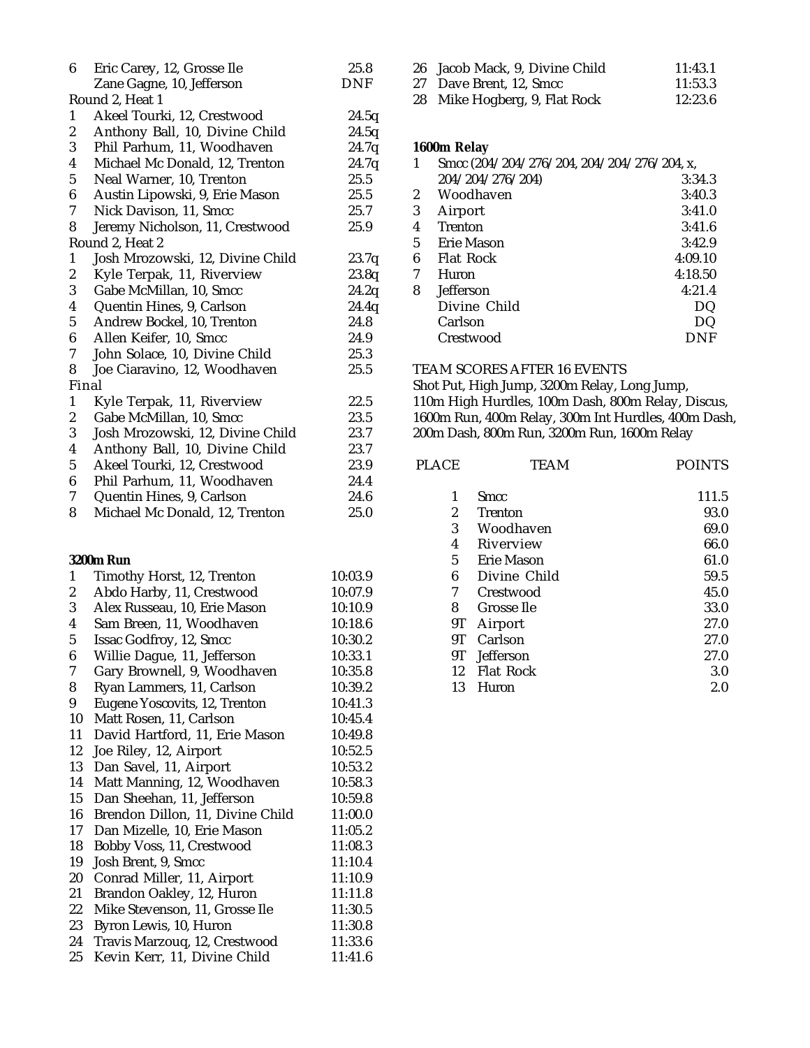| | | | |
|---|---|---|---|
| 6 | Eric Carey, 12, Grosse Ile | 25.8 | |
| | Zane Gagne, 10, Jefferson | DNF | |

Round 2, Heat 1

| | | |
|---|---|---|
| 1 | Akeel Tourki, 12, Crestwood | 24.5q |
| 2 | Anthony Ball, 10, Divine Child | 24.5q |
| 3 | Phil Parhum, 11, Woodhaven | 24.7q |
| 4 | Michael Mc Donald, 12, Trenton | 24.7q |
| 5 | Neal Warner, 10, Trenton | 25.5 |
| 6 | Austin Lipowski, 9, Erie Mason | 25.5 |
| 7 | Nick Davison, 11, Smcc | 25.7 |
| 8 | Jeremy Nicholson, 11, Crestwood | 25.9 |

Round 2, Heat 2

| | | |
|---|---|---|
| 1 | Josh Mrozowski, 12, Divine Child | 23.7q |
| 2 | Kyle Terpak, 11, Riverview | 23.8q |
| 3 | Gabe McMillan, 10, Smcc | 24.2q |
| 4 | Quentin Hines, 9, Carlson | 24.4q |
| 5 | Andrew Bockel, 10, Trenton | 24.8 |
| 6 | Allen Keifer, 10, Smcc | 24.9 |
| 7 | John Solace, 10, Divine Child | 25.3 |
| 8 | Joe Ciaravino, 12, Woodhaven | 25.5 |

*Final*

| | | |
|---|---|---|
| 1 | Kyle Terpak, 11, Riverview | 22.5 |
| 2 | Gabe McMillan, 10, Smcc | 23.5 |
| 3 | Josh Mrozowski, 12, Divine Child | 23.7 |
| 4 | Anthony Ball, 10, Divine Child | 23.7 |
| 5 | Akeel Tourki, 12, Crestwood | 23.9 |
| 6 | Phil Parhum, 11, Woodhaven | 24.4 |
| 7 | Quentin Hines, 9, Carlson | 24.6 |
| 8 | Michael Mc Donald, 12, Trenton | 25.0 |

**3200m Run**

| | | |
|---|---|---|
| 1 | Timothy Horst, 12, Trenton | 10:03.9 |
| 2 | Abdo Harby, 11, Crestwood | 10:07.9 |
| 3 | Alex Russeau, 10, Erie Mason | 10:10.9 |
| 4 | Sam Breen, 11, Woodhaven | 10:18.6 |
| 5 | Issac Godfroy, 12, Smcc | 10:30.2 |
| 6 | Willie Dague, 11, Jefferson | 10:33.1 |
| 7 | Gary Brownell, 9, Woodhaven | 10:35.8 |
| 8 | Ryan Lammers, 11, Carlson | 10:39.2 |
| 9 | Eugene Yoscovits, 12, Trenton | 10:41.3 |
| 10 | Matt Rosen, 11, Carlson | 10:45.4 |
| 11 | David Hartford, 11, Erie Mason | 10:49.8 |
| 12 | Joe Riley, 12, Airport | 10:52.5 |
| 13 | Dan Savel, 11, Airport | 10:53.2 |
| 14 | Matt Manning, 12, Woodhaven | 10:58.3 |
| 15 | Dan Sheehan, 11, Jefferson | 10:59.8 |
| 16 | Brendon Dillon, 11, Divine Child | 11:00.0 |
| 17 | Dan Mizelle, 10, Erie Mason | 11:05.2 |
| 18 | Bobby Voss, 11, Crestwood | 11:08.3 |
| 19 | Josh Brent, 9, Smcc | 11:10.4 |
| 20 | Conrad Miller, 11, Airport | 11:10.9 |
| 21 | Brandon Oakley, 12, Huron | 11:11.8 |
| 22 | Mike Stevenson, 11, Grosse Ile | 11:30.5 |
| 23 | Byron Lewis, 10, Huron | 11:30.8 |
| 24 | Travis Marzouq, 12, Crestwood | 11:33.6 |
| 25 | Kevin Kerr, 11, Divine Child | 11:41.6 |
| 26 | Jacob Mack, 9, Divine Child | 11:43.1 |
| 27 | Dave Brent, 12, Smcc | 11:53.3 |
| 28 | Mike Hogberg, 9, Flat Rock | 12:23.6 |

**1600m Relay**

| | | |
|---|---|---|
| 1 | Smcc (204/204/276/204, 204/204/276/204, x, 204/204/276/204) | 3:34.3 |
| 2 | Woodhaven | 3:40.3 |
| 3 | Airport | 3:41.0 |
| 4 | Trenton | 3:41.6 |
| 5 | Erie Mason | 3:42.9 |
| 6 | Flat Rock | 4:09.10 |
| 7 | Huron | 4:18.50 |
| 8 | Jefferson | 4:21.4 |
| | Divine Child | DQ |
| | Carlson | DQ |
| | Crestwood | DNF |

TEAM SCORES AFTER 16 EVENTS

Shot Put, High Jump, 3200m Relay, Long Jump, 110m High Hurdles, 100m Dash, 800m Relay, Discus, 1600m Run, 400m Relay, 300m Int Hurdles, 400m Dash, 200m Dash, 800m Run, 3200m Run, 1600m Relay

| PLACE | TEAM | POINTS |
|---|---|---|
| 1 | Smcc | 111.5 |
| 2 | Trenton | 93.0 |
| 3 | Woodhaven | 69.0 |
| 4 | Riverview | 66.0 |
| 5 | Erie Mason | 61.0 |
| 6 | Divine Child | 59.5 |
| 7 | Crestwood | 45.0 |
| 8 | Grosse Ile | 33.0 |
| 9T | Airport | 27.0 |
| 9T | Carlson | 27.0 |
| 9T | Jefferson | 27.0 |
| 12 | Flat Rock | 3.0 |
| 13 | Huron | 2.0 |